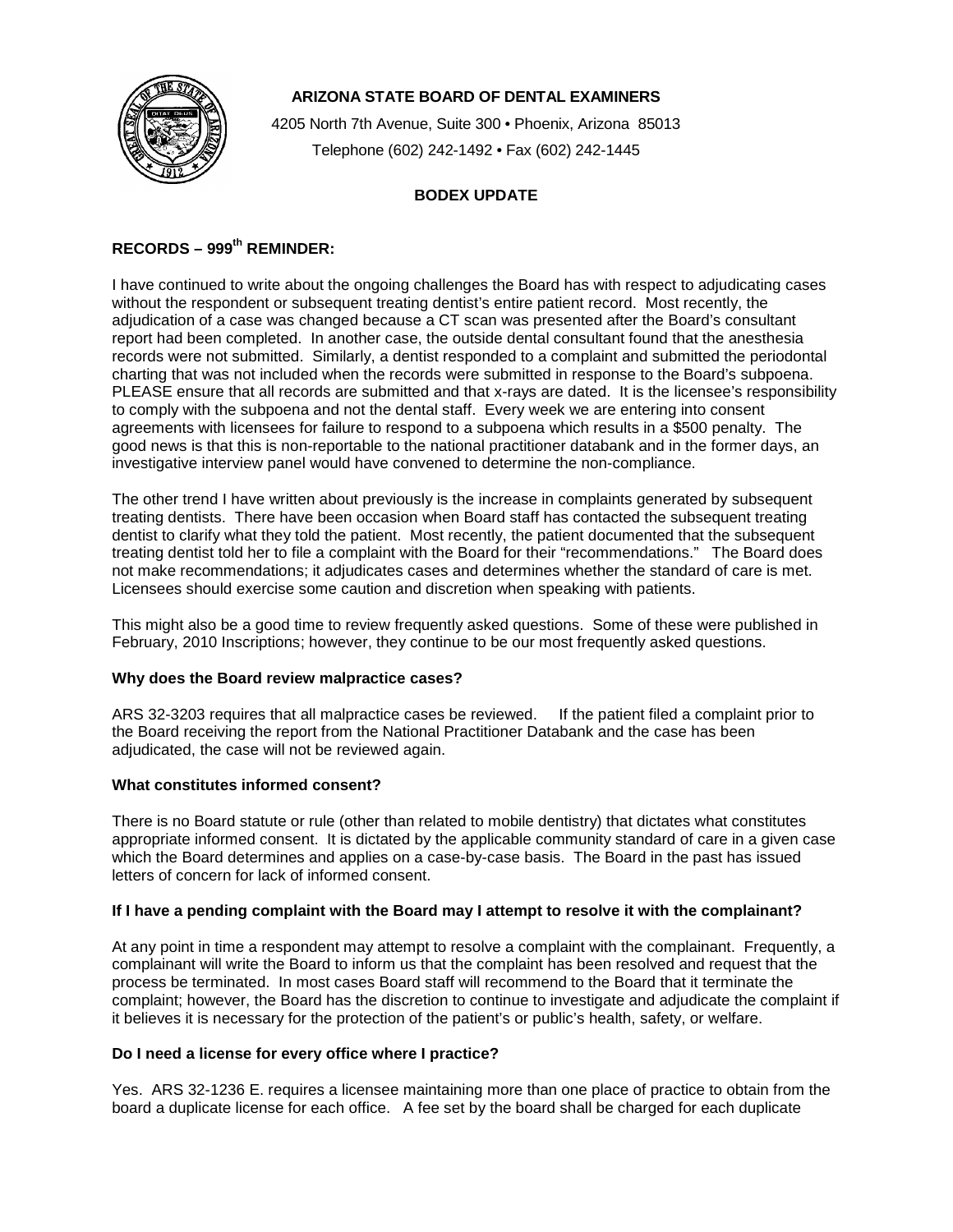**ARIZONA STATE BOARD OF DENTAL EXAMINERS**

4205 North 7th Avenue, Suite 300 • Phoenix, Arizona 85013

Telephone (602) 242-1492 • Fax (602) 242-1445

## BODEX UPDATE

### RECORDS – 999th REMINDER:

I have continued to write about the ongoing challenges the Board has with respect to adjudicating cases without the respondent or subsequent treating dentist's entire patient record. Most recently, the adjudication of a case was changed because a CT scan was presented after the Board's consultant report had been completed. In another case, the outside dental consultant found that the anesthesia records were not submitted. Similarly, a dentist responded to a complaint and submitted the periodontal charting that was not included when the records were submitted in response to the Board's subpoena. PLEASE ensure that all records are submitted and that x-rays are dated. It is the licensee's responsibility to comply with the subpoena and not the dental staff. Every week we are entering into consent agreements with licensees for failure to respond to a subpoena which results in a $500 penalty. The good news is that this is non-reportable to the national practitioner databank and in the former days, an investigative interview panel would have convened to determine the non-compliance.

The other trend I have written about previously is the increase in complaints generated by subsequent treating dentists. There have been occasion when Board staff has contacted the subsequent treating dentist to clarify what they told the patient. Most recently, the patient documented that the subsequent treating dentist told her to file a complaint with the Board for their "recommendations." The Board does not make recommendations; it adjudicates cases and determines whether the standard of care is met. Licensees should exercise some caution and discretion when speaking with patients.

This might also be a good time to review frequently asked questions. Some of these were published in February, 2010 Inscriptions; however, they continue to be our most frequently asked questions.

#### Why does the Board review malpractice cases?

ARS 32-3203 requires that all malpractice cases be reviewed. If the patient filed a complaint prior to the Board receiving the report from the National Practitioner Databank and the case has been adjudicated, the case will not be reviewed again.

#### What constitutes informed consent?

There is no Board statute or rule (other than related to mobile dentistry) that dictates what constitutes appropriate informed consent. It is dictated by the applicable community standard of care in a given case which the Board determines and applies on a case-by-case basis. The Board in the past has issued letters of concern for lack of informed consent.

#### If I have a pending complaint with the Board may I attempt to resolve it with the complainant?

At any point in time a respondent may attempt to resolve a complaint with the complainant. Frequently, a complainant will write the Board to inform us that the complaint has been resolved and request that the process be terminated. In most cases Board staff will recommend to the Board that it terminate the complaint; however, the Board has the discretion to continue to investigate and adjudicate the complaint if it believes it is necessary for the protection of the patient's or public's health, safety, or welfare.

#### Do I need a license for every office where I practice?

Yes. ARS 32-1236 E. requires a licensee maintaining more than one place of practice to obtain from the board a duplicate license for each office. A fee set by the board shall be charged for each duplicate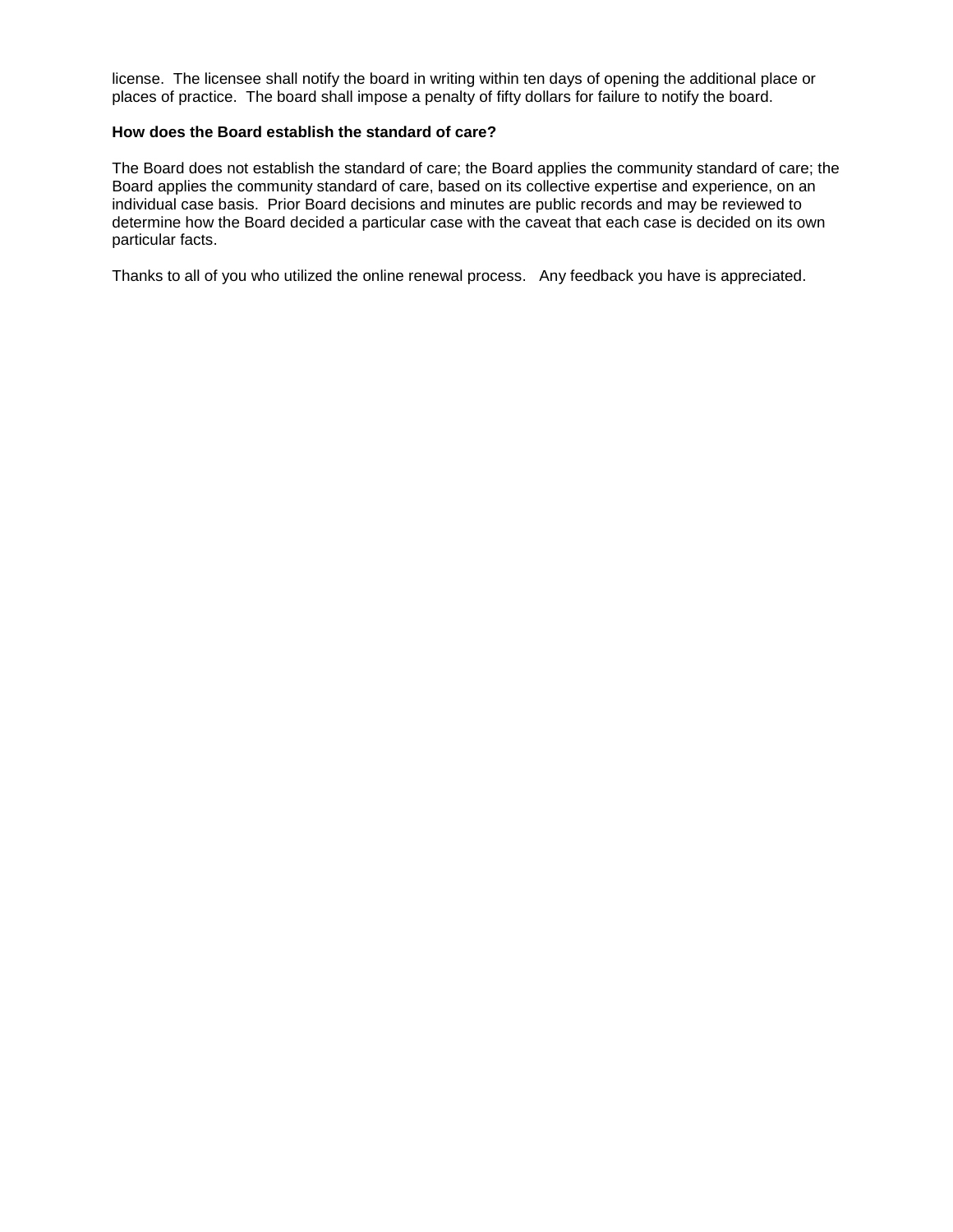license. The licensee shall notify the board in writing within ten days of opening the additional place or places of practice. The board shall impose a penalty of fifty dollars for failure to notify the board.

**How does the Board establish the standard of care?**

The Board does not establish the standard of care; the Board applies the community standard of care; the Board applies the community standard of care, based on its collective expertise and experience, on an individual case basis. Prior Board decisions and minutes are public records and may be reviewed to determine how the Board decided a particular case with the caveat that each case is decided on its own particular facts.

Thanks to all of you who utilized the online renewal process. Any feedback you have is appreciated.